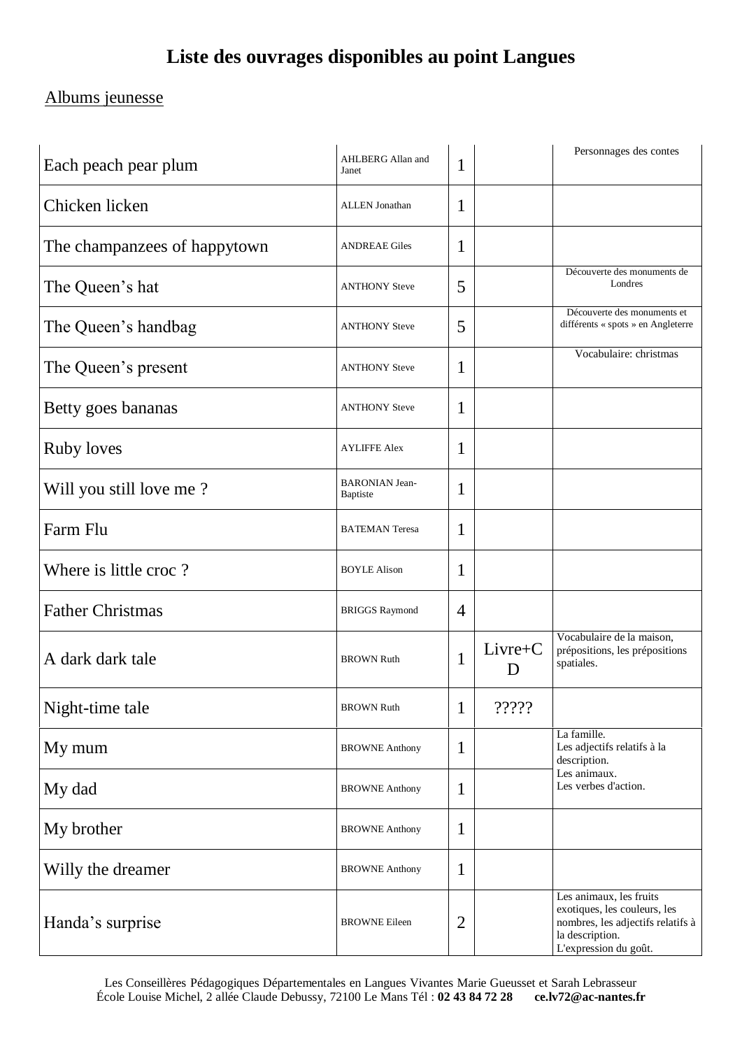# Liste des ouvrages disponibles au point Langues

## Albums jeunesse

| Titre | Auteur | Nb | Support | Remarques |
|---|---|---|---|---|
| Each peach pear plum | AHLBERG Allan and Janet | 1 | | Personnages des contes |
| Chicken licken | ALLEN Jonathan | 1 | | |
| The champanzees of happytown | ANDREAE Giles | 1 | | |
| The Queen's hat | ANTHONY Steve | 5 | | Découverte des monuments de Londres |
| The Queen's handbag | ANTHONY Steve | 5 | | Découverte des monuments et différents « spots » en Angleterre |
| The Queen's present | ANTHONY Steve | 1 | | Vocabulaire: christmas |
| Betty goes bananas | ANTHONY Steve | 1 | | |
| Ruby loves | AYLIFFE Alex | 1 | | |
| Will you still love me ? | BARONIAN Jean-Baptiste | 1 | | |
| Farm Flu | BATEMAN Teresa | 1 | | |
| Where is little croc ? | BOYLE Alison | 1 | | |
| Father Christmas | BRIGGS Raymond | 4 | | |
| A dark dark tale | BROWN Ruth | 1 | Livre+CD | Vocabulaire de la maison, prépositions, les prépositions spatiales. |
| Night-time tale | BROWN Ruth | 1 | ????? | |
| My mum | BROWNE Anthony | 1 | | La famille. Les adjectifs relatifs à la description. Les animaux. Les verbes d'action. |
| My dad | BROWNE Anthony | 1 | | |
| My brother | BROWNE Anthony | 1 | | |
| Willy the dreamer | BROWNE Anthony | 1 | | |
| Handa's surprise | BROWNE Eileen | 2 | | Les animaux, les fruits exotiques, les couleurs, les nombres, les adjectifs relatifs à la description. L'expression du goût. |

Les Conseillères Pédagogiques Départementales en Langues Vivantes Marie Gueusset et Sarah Lebrasseur
École Louise Michel, 2 allée Claude Debussy, 72100 Le Mans Tél : **02 43 84 72 28** **ce.lv72@ac-nantes.fr**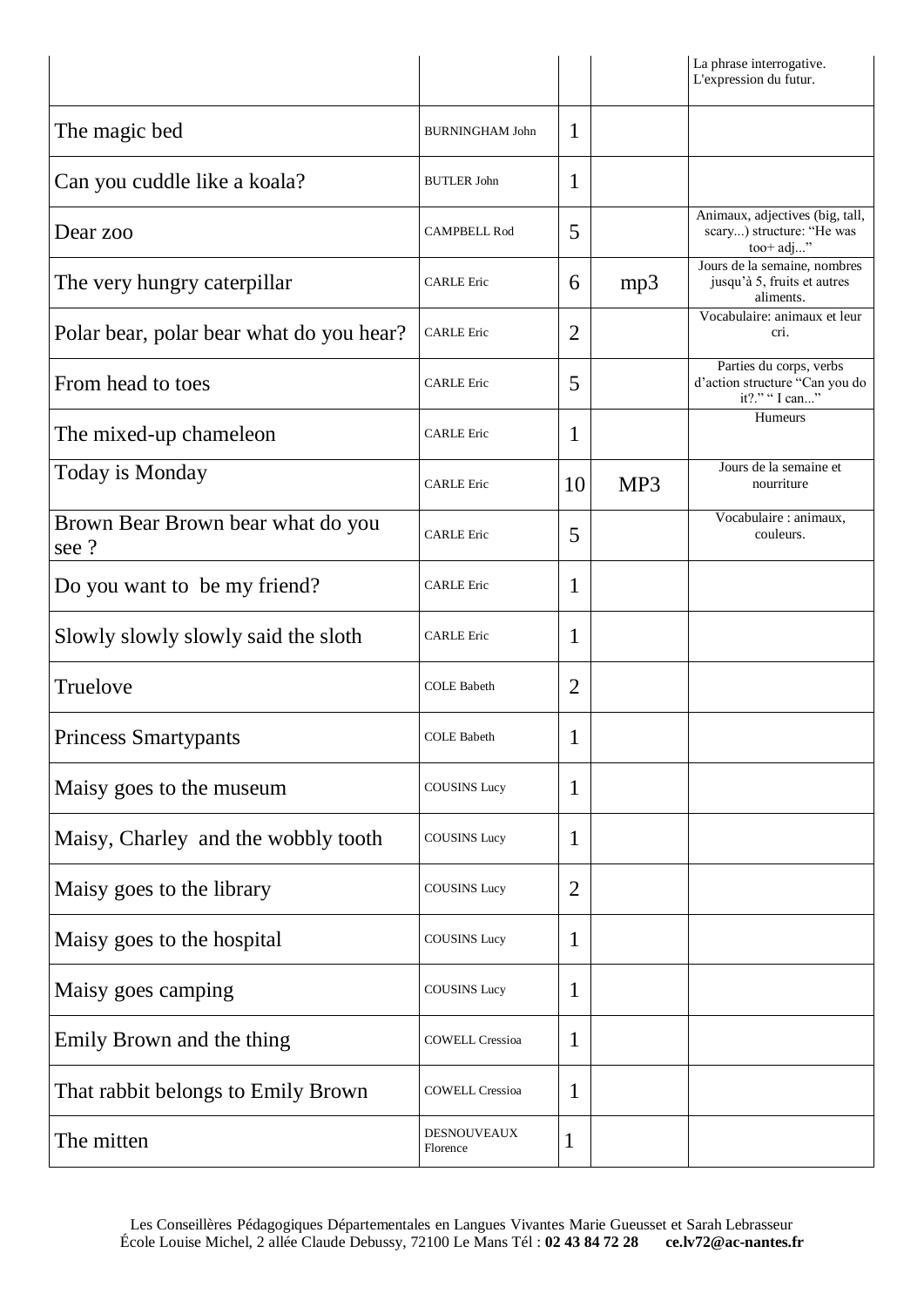| | | | | |
|---|---|---|---|---|
| | | | | La phrase interrogative. L'expression du futur. |
| The magic bed | BURNINGHAM John | 1 | | |
| Can you cuddle like a koala? | BUTLER John | 1 | | |
| Dear zoo | CAMPBELL Rod | 5 | | Animaux, adjectives (big, tall, scary...) structure: "He was too+ adj..." |
| The very hungry caterpillar | CARLE Eric | 6 | mp3 | Jours de la semaine, nombres jusqu'à 5, fruits et autres aliments. |
| Polar bear, polar bear what do you hear? | CARLE Eric | 2 | | Vocabulaire: animaux et leur cri. |
| From head to toes | CARLE Eric | 5 | | Parties du corps, verbs d'action structure "Can you do it?." " I can..." |
| The mixed-up chameleon | CARLE Eric | 1 | | Humeurs |
| Today is Monday | CARLE Eric | 10 | MP3 | Jours de la semaine et nourriture |
| Brown Bear Brown bear what do you see ? | CARLE Eric | 5 | | Vocabulaire : animaux, couleurs. |
| Do you want to be my friend? | CARLE Eric | 1 | | |
| Slowly slowly slowly said the sloth | CARLE Eric | 1 | | |
| Truelove | COLE Babeth | 2 | | |
| Princess Smartypants | COLE Babeth | 1 | | |
| Maisy goes to the museum | COUSINS Lucy | 1 | | |
| Maisy, Charley and the wobbly tooth | COUSINS Lucy | 1 | | |
| Maisy goes to the library | COUSINS Lucy | 2 | | |
| Maisy goes to the hospital | COUSINS Lucy | 1 | | |
| Maisy goes camping | COUSINS Lucy | 1 | | |
| Emily Brown and the thing | COWELL Cressioa | 1 | | |
| That rabbit belongs to Emily Brown | COWELL Cressioa | 1 | | |
| The mitten | DESNOUVEAUX Florence | 1 | | |

Les Conseillères Pédagogiques Départementales en Langues Vivantes Marie Gueusset et Sarah Lebrasseur
École Louise Michel, 2 allée Claude Debussy, 72100 Le Mans Tél : **02 43 84 72 28** **ce.lv72@ac-nantes.fr**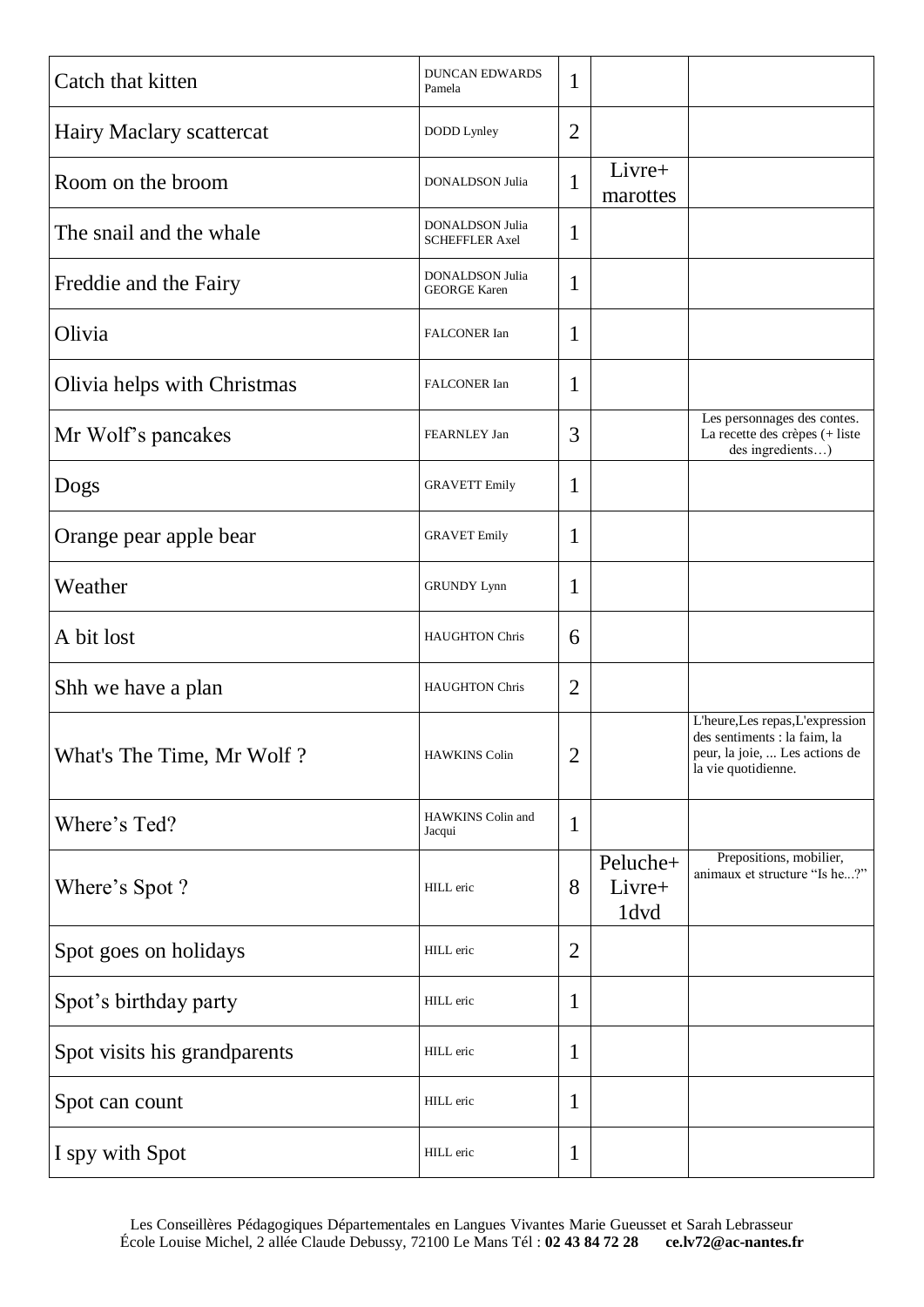| Catch that kitten | DUNCAN EDWARDS Pamela | 1 | | |
|---|---|---|---|---|
| Hairy Maclary scattercat | DODD Lynley | 2 | | |
| Room on the broom | DONALDSON Julia | 1 | Livre+ marottes | |
| The snail and the whale | DONALDSON Julia SCHEFFLER Axel | 1 | | |
| Freddie and the Fairy | DONALDSON Julia GEORGE Karen | 1 | | |
| Olivia | FALCONER Ian | 1 | | |
| Olivia helps with Christmas | FALCONER Ian | 1 | | |
| Mr Wolf's pancakes | FEARNLEY Jan | 3 | | Les personnages des contes. La recette des crèpes (+ liste des ingredients…) |
| Dogs | GRAVETT Emily | 1 | | |
| Orange pear apple bear | GRAVET Emily | 1 | | |
| Weather | GRUNDY Lynn | 1 | | |
| A bit lost | HAUGHTON Chris | 6 | | |
| Shh we have a plan | HAUGHTON Chris | 2 | | |
| What's The Time, Mr Wolf ? | HAWKINS Colin | 2 | | L'heure,Les repas,L'expression des sentiments : la faim, la peur, la joie, ... Les actions de la vie quotidienne. |
| Where's Ted? | HAWKINS Colin and Jacqui | 1 | | |
| Where's Spot ? | HILL eric | 8 | Peluche+ Livre+ 1dvd | Prepositions, mobilier, animaux et structure "Is he...?" |
| Spot goes on holidays | HILL eric | 2 | | |
| Spot's birthday party | HILL eric | 1 | | |
| Spot visits his grandparents | HILL eric | 1 | | |
| Spot can count | HILL eric | 1 | | |
| I spy with Spot | HILL eric | 1 | | |

Les Conseillères Pédagogiques Départementales en Langues Vivantes Marie Gueusset et Sarah Lebrasseur
École Louise Michel, 2 allée Claude Debussy, 72100 Le Mans Tél : **02 43 84 72 28** **ce.lv72@ac-nantes.fr**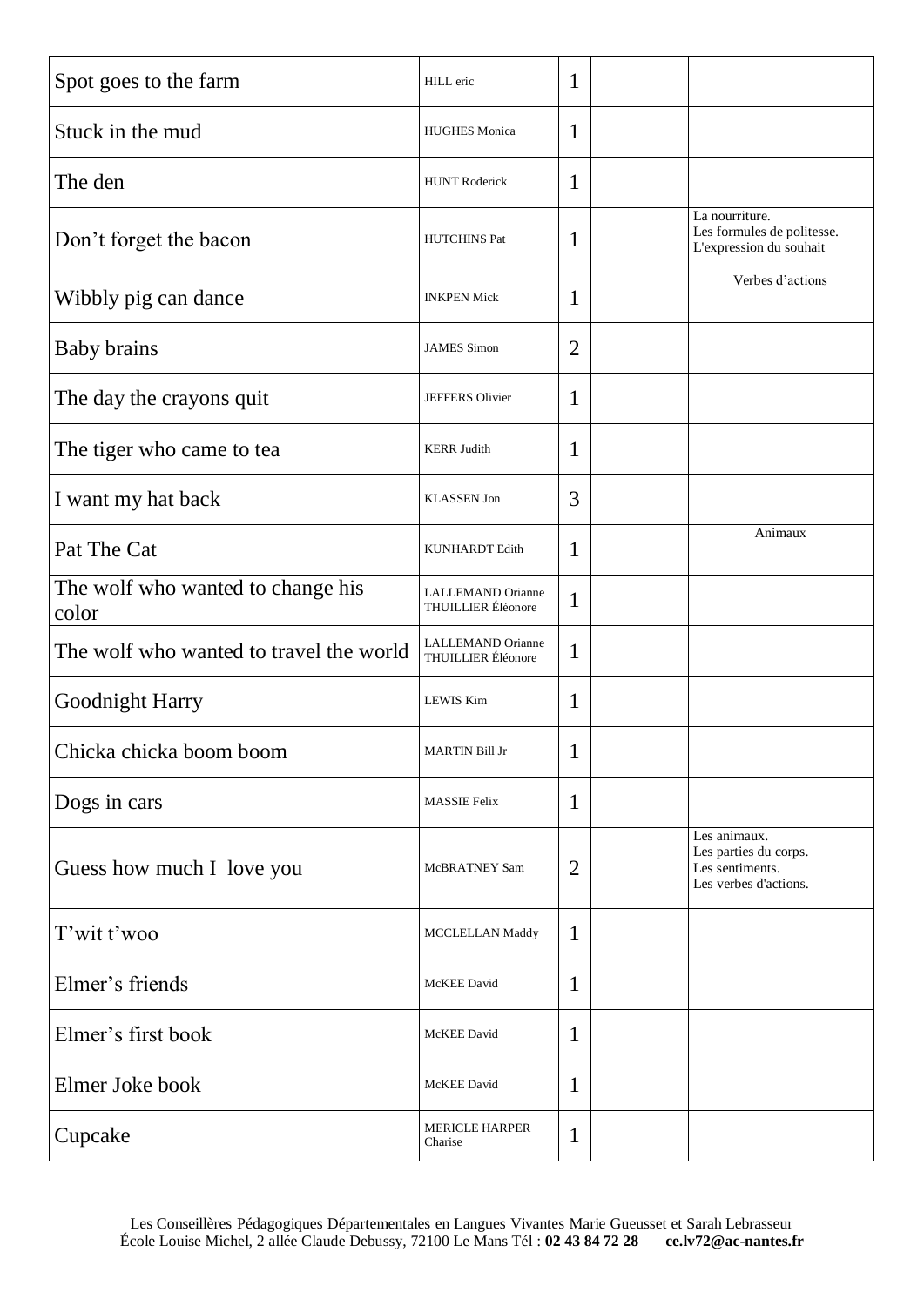| | | | | |
|---|---|---|---|---|
| Spot goes to the farm | HILL eric | 1 | | |
| Stuck in the mud | HUGHES Monica | 1 | | |
| The den | HUNT Roderick | 1 | | |
| Don't forget the bacon | HUTCHINS Pat | 1 | | La nourriture. Les formules de politesse. L'expression du souhait |
| Wibbly pig can dance | INKPEN Mick | 1 | | Verbes d'actions |
| Baby brains | JAMES Simon | 2 | | |
| The day the crayons quit | JEFFERS Olivier | 1 | | |
| The tiger who came to tea | KERR Judith | 1 | | |
| I want my hat back | KLASSEN Jon | 3 | | |
| Pat The Cat | KUNHARDT Edith | 1 | | Animaux |
| The wolf who wanted to change his color | LALLEMAND Orianne THUILLIER Éléonore | 1 | | |
| The wolf who wanted to travel the world | LALLEMAND Orianne THUILLIER Éléonore | 1 | | |
| Goodnight Harry | LEWIS Kim | 1 | | |
| Chicka chicka boom boom | MARTIN Bill Jr | 1 | | |
| Dogs in cars | MASSIE Felix | 1 | | |
| Guess how much I love you | McBRATNEY Sam | 2 | | Les animaux. Les parties du corps. Les sentiments. Les verbes d'actions. |
| T'wit t'woo | MCCLELLAN Maddy | 1 | | |
| Elmer's friends | McKEE David | 1 | | |
| Elmer's first book | McKEE David | 1 | | |
| Elmer Joke book | McKEE David | 1 | | |
| Cupcake | MERICLE HARPER Charise | 1 | | |

Les Conseillères Pédagogiques Départementales en Langues Vivantes Marie Gueusset et Sarah Lebrasseur
École Louise Michel, 2 allée Claude Debussy, 72100 Le Mans Tél : **02 43 84 72 28** **ce.lv72@ac-nantes.fr**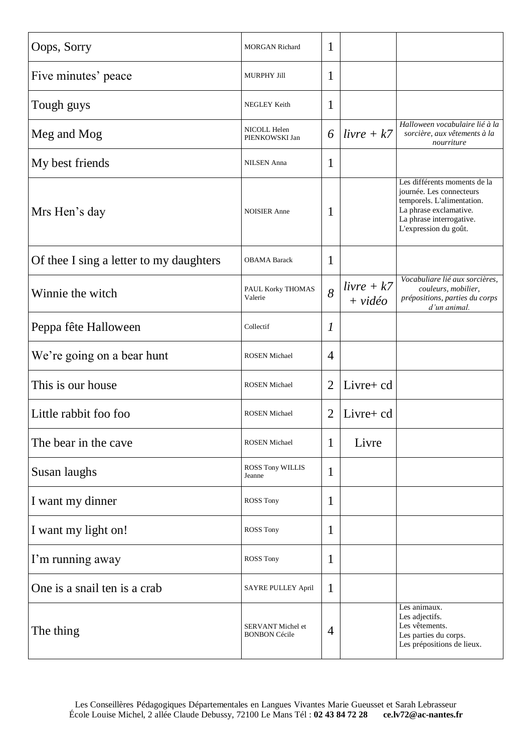| | | | | |
|---|---|---|---|---|
| Oops, Sorry | MORGAN Richard | 1 | | |
| Five minutes' peace | MURPHY Jill | 1 | | |
| Tough guys | NEGLEY Keith | 1 | | |
| Meg and Mog | NICOLL Helen PIENKOWSKI Jan | *6* | *livre + k7* | *Halloween vocabulaire lié à la sorcière, aux vêtements à la nourriture* |
| My best friends | NILSEN Anna | 1 | | |
| Mrs Hen's day | NOISIER Anne | 1 | | Les différents moments de la journée. Les connecteurs temporels. L'alimentation. La phrase exclamative. La phrase interrogative. L'expression du goût. |
| Of thee I sing a letter to my daughters | OBAMA Barack | 1 | | |
| Winnie the witch | PAUL Korky THOMAS Valerie | *8* | *livre + k7 + vidéo* | *Vocabuliare lié aux sorcières, couleurs, mobilier, prépositions, parties du corps d'un animal.* |
| Peppa fête Halloween | Collectif | *1* | | |
| We're going on a bear hunt | ROSEN Michael | 4 | | |
| This is our house | ROSEN Michael | 2 | Livre+ cd | |
| Little rabbit foo foo | ROSEN Michael | 2 | Livre+ cd | |
| The bear in the cave | ROSEN Michael | 1 | Livre | |
| Susan laughs | ROSS Tony WILLIS Jeanne | 1 | | |
| I want my dinner | ROSS Tony | 1 | | |
| I want my light on! | ROSS Tony | 1 | | |
| I'm running away | ROSS Tony | 1 | | |
| One is a snail ten is a crab | SAYRE PULLEY April | 1 | | |
| The thing | SERVANT Michel et BONBON Cécile | 4 | | Les animaux. Les adjectifs. Les vêtements. Les parties du corps. Les prépositions de lieux. |

Les Conseillères Pédagogiques Départementales en Langues Vivantes Marie Gueusset et Sarah Lebrasseur
École Louise Michel, 2 allée Claude Debussy, 72100 Le Mans Tél : **02 43 84 72 28** **ce.lv72@ac-nantes.fr**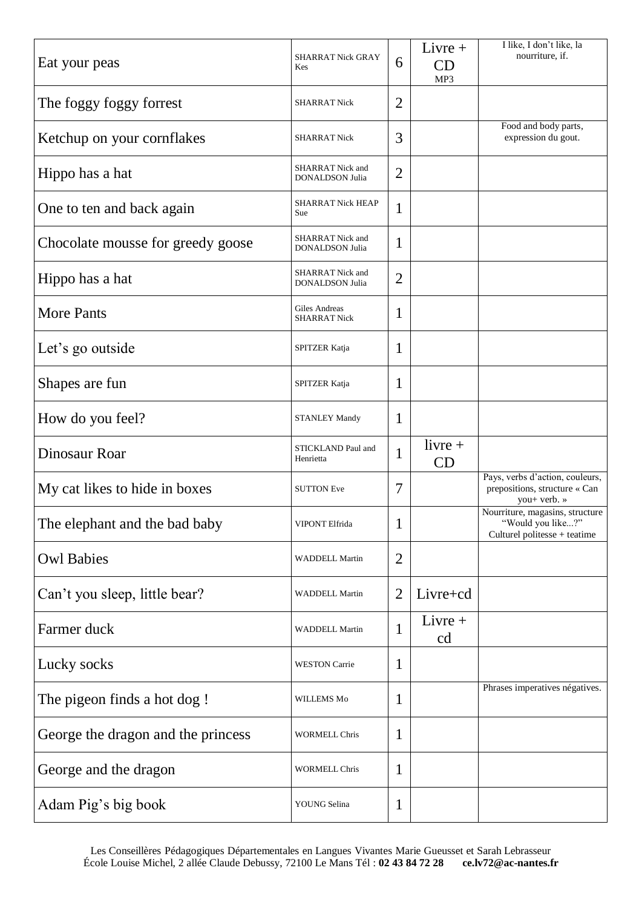| | | | | |
|---|---|---|---|---|
| Eat your peas | SHARRAT Nick GRAY Kes | 6 | Livre + CD MP3 | I like, I don't like, la nourriture, if. |
| The foggy foggy forrest | SHARRAT Nick | 2 | | |
| Ketchup on your cornflakes | SHARRAT Nick | 3 | | Food and body parts, expression du gout. |
| Hippo has a hat | SHARRAT Nick and DONALDSON Julia | 2 | | |
| One to ten and back again | SHARRAT Nick HEAP Sue | 1 | | |
| Chocolate mousse for greedy goose | SHARRAT Nick and DONALDSON Julia | 1 | | |
| Hippo has a hat | SHARRAT Nick and DONALDSON Julia | 2 | | |
| More Pants | Giles Andreas SHARRAT Nick | 1 | | |
| Let's go outside | SPITZER Katja | 1 | | |
| Shapes are fun | SPITZER Katja | 1 | | |
| How do you feel? | STANLEY Mandy | 1 | | |
| Dinosaur Roar | STICKLAND Paul and Henrietta | 1 | livre + CD | |
| My cat likes to hide in boxes | SUTTON Eve | 7 | | Pays, verbs d'action, couleurs, prepositions, structure « Can you+ verb. » |
| The elephant and the bad baby | VIPONT Elfrida | 1 | | Nourriture, magasins, structure "Would you like...?" Culturel politesse + teatime |
| Owl Babies | WADDELL Martin | 2 | | |
| Can't you sleep, little bear? | WADDELL Martin | 2 | Livre+cd | |
| Farmer duck | WADDELL Martin | 1 | Livre + cd | |
| Lucky socks | WESTON Carrie | 1 | | |
| The pigeon finds a hot dog ! | WILLEMS Mo | 1 | | Phrases imperatives négatives. |
| George the dragon and the princess | WORMELL Chris | 1 | | |
| George and the dragon | WORMELL Chris | 1 | | |
| Adam Pig's big book | YOUNG Selina | 1 | | |

Les Conseillères Pédagogiques Départementales en Langues Vivantes Marie Gueusset et Sarah Lebrasseur
École Louise Michel, 2 allée Claude Debussy, 72100 Le Mans Tél : **02 43 84 72 28** **ce.lv72@ac-nantes.fr**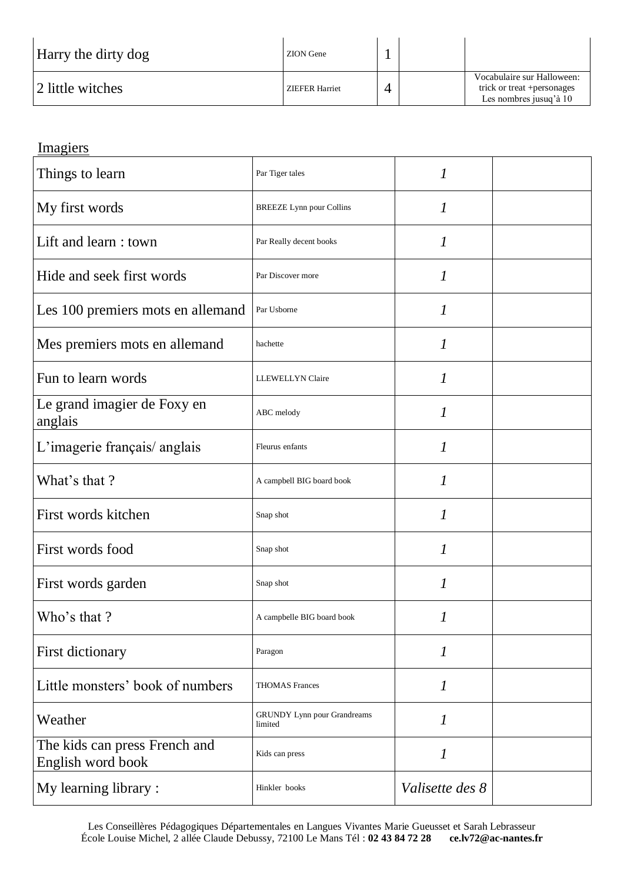| | | | | |
|---|---|---|---|---|
| Harry the dirty dog | ZION Gene | 1 | | |
| 2 little witches | ZIEFER Harriet | 4 | | Vocabulaire sur Halloween: trick or treat +personages Les nombres jusuq'à 10 |

Imagiers

| | | | |
|---|---|---|---|
| Things to learn | Par Tiger tales | *1* | |
| My first words | BREEZE Lynn pour Collins | *1* | |
| Lift and learn : town | Par Really decent books | *1* | |
| Hide and seek first words | Par Discover more | *1* | |
| Les 100 premiers mots en allemand | Par Usborne | *1* | |
| Mes premiers mots en allemand | hachette | *1* | |
| Fun to learn words | LLEWELLYN Claire | *1* | |
| Le grand imagier de Foxy en anglais | ABC melody | *1* | |
| L'imagerie français/ anglais | Fleurus enfants | *1* | |
| What's that ? | A campbell BIG board book | *1* | |
| First words kitchen | Snap shot | *1* | |
| First words food | Snap shot | *1* | |
| First words garden | Snap shot | *1* | |
| Who's that ? | A campbelle BIG board book | *1* | |
| First dictionary | Paragon | *1* | |
| Little monsters' book of numbers | THOMAS Frances | *1* | |
| Weather | GRUNDY Lynn pour Grandreams limited | *1* | |
| The kids can press French and English word book | Kids can press | *1* | |
| My learning library : | Hinkler books | *Valisette des 8* | |

Les Conseillères Pédagogiques Départementales en Langues Vivantes Marie Gueusset et Sarah Lebrasseur
École Louise Michel, 2 allée Claude Debussy, 72100 Le Mans Tél : **02 43 84 72 28** **ce.lv72@ac-nantes.fr**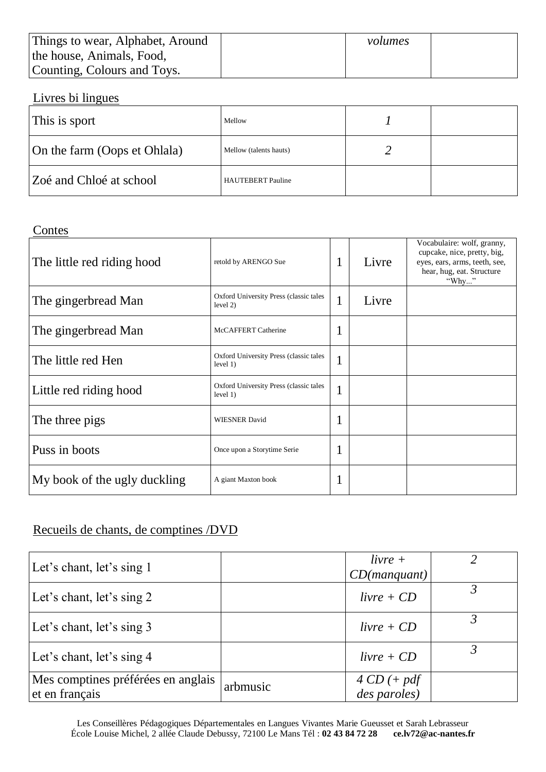| Things to wear, Alphabet, Around the house, Animals, Food, Counting, Colours and Toys. | | *volumes* | |
|---|---|---|---|

Livres bi lingues

| This is sport | Mellow | *1* | |
|---|---|---|---|
| On the farm (Oops et Ohlala) | Mellow (talents hauts) | *2* | |
| Zoé and Chloé at school | HAUTEBERT Pauline | | |

Contes

| The little red riding hood | retold by ARENGO Sue | 1 | Livre | Vocabulaire: wolf, granny, cupcake, nice, pretty, big, eyes, ears, arms, teeth, see, hear, hug, eat. Structure "Why..." |
|---|---|---|---|---|
| The gingerbread Man | Oxford University Press (classic tales level 2) | 1 | Livre | |
| The gingerbread Man | McCAFFERT Catherine | 1 | | |
| The little red Hen | Oxford University Press (classic tales level 1) | 1 | | |
| Little red riding hood | Oxford University Press (classic tales level 1) | 1 | | |
| The three pigs | WIESNER David | 1 | | |
| Puss in boots | Once upon a Storytime Serie | 1 | | |
| My book of the ugly duckling | A giant Maxton book | 1 | | |

Recueils de chants, de comptines /DVD

| Let's chant, let's sing 1 | | *livre + CD(manquant)* | *2* |
|---|---|---|---|
| Let's chant, let's sing 2 | | *livre + CD* | *3* |
| Let's chant, let's sing 3 | | *livre + CD* | *3* |
| Let's chant, let's sing 4 | | *livre + CD* | *3* |
| Mes comptines préférées en anglais et en français | arbmusic | *4 CD (+ pdf des paroles)* | |

Les Conseillères Pédagogiques Départementales en Langues Vivantes Marie Gueusset et Sarah Lebrasseur
École Louise Michel, 2 allée Claude Debussy, 72100 Le Mans Tél : **02 43 84 72 28** **ce.lv72@ac-nantes.fr**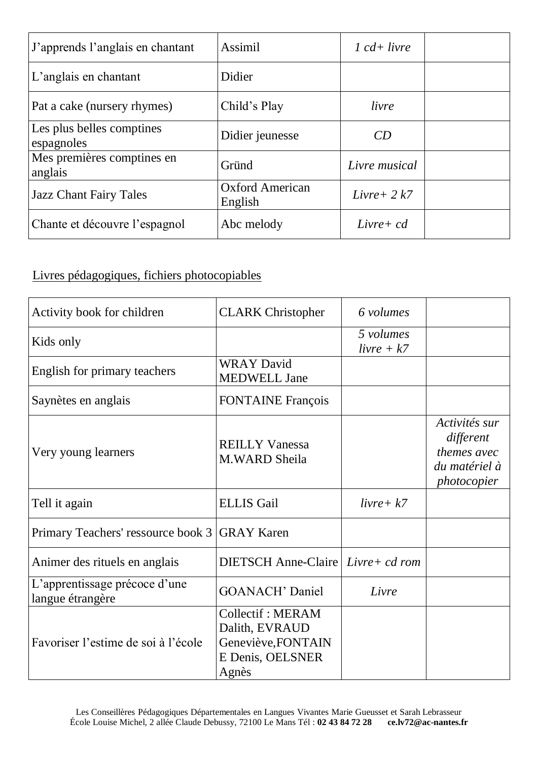| J’apprends l’anglais en chantant | Assimil | *1 cd+ livre* | |
|---|---|---|---|
| L’anglais en chantant | Didier | | |
| Pat a cake (nursery rhymes) | Child’s Play | *livre* | |
| Les plus belles comptines espagnoles | Didier jeunesse | *CD* | |
| Mes premières comptines en anglais | Gründ | *Livre musical* | |
| Jazz Chant Fairy Tales | Oxford American English | *Livre+ 2 k7* | |
| Chante et découvre l’espagnol | Abc melody | *Livre+ cd* | |

<u>Livres pédagogiques, fichiers photocopiables</u>

| Activity book for children | CLARK Christopher | *6 volumes* | |
|---|---|---|---|
| Kids only | | *5 volumes livre + k7* | |
| English for primary teachers | WRAY David MEDWELL Jane | | |
| Saynètes en anglais | FONTAINE François | | |
| Very young learners | REILLY Vanessa M.WARD Sheila | | *Activités sur different themes avec du matériel à photocopier* |
| Tell it again | ELLIS Gail | *livre+ k7* | |
| Primary Teachers' ressource book 3 | GRAY Karen | | |
| Animer des rituels en anglais | DIETSCH Anne-Claire | *Livre+ cd rom* | |
| L’apprentissage précoce d’une langue étrangère | GOANACH’ Daniel | *Livre* | |
| Favoriser l’estime de soi à l’école | Collectif : MERAM Dalith, EVRAUD Geneviève,FONTAINE Denis, OELSNER Agnès | | |

Les Conseillères Pédagogiques Départementales en Langues Vivantes Marie Gueusset et Sarah Lebrasseur
École Louise Michel, 2 allée Claude Debussy, 72100 Le Mans Tél : **02 43 84 72 28** **ce.lv72@ac-nantes.fr**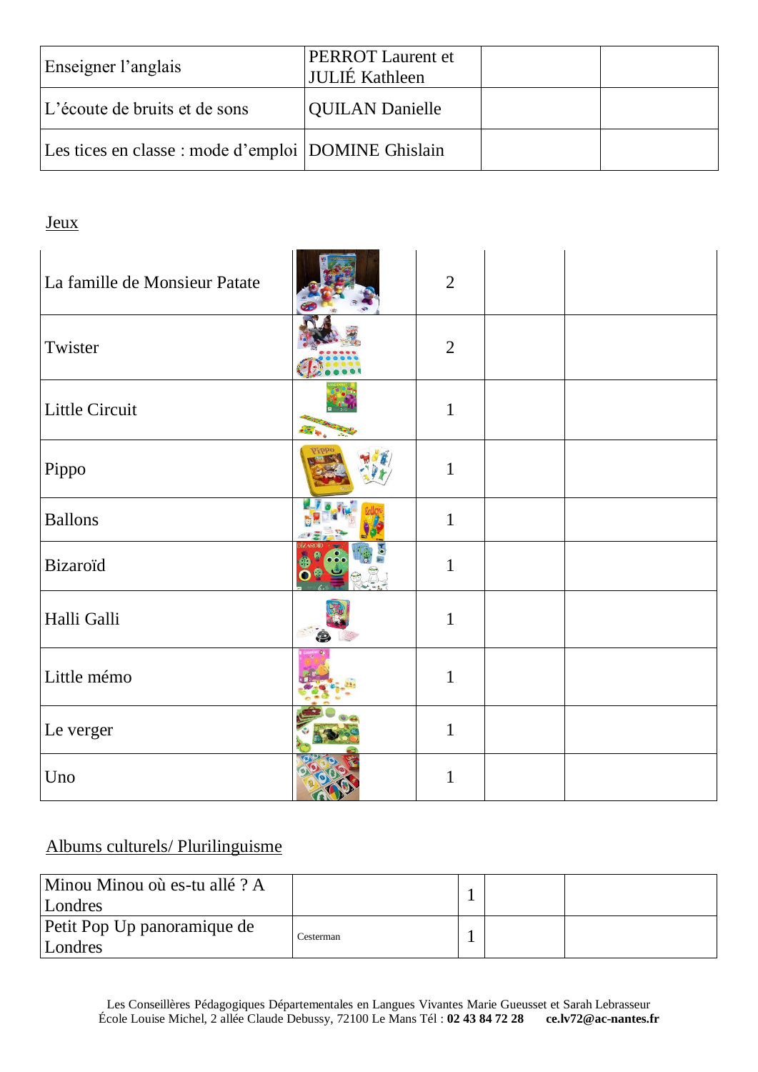| Enseigner l'anglais | PERROT Laurent et JULIÉ Kathleen | | |
|---|---|---|---|
| L'écoute de bruits et de sons | QUILAN Danielle | | |
| Les tices en classe : mode d'emploi | DOMINE Ghislain | | |

## Jeux

| La famille de Monsieur Patate | | 2 | | |
|---|---|---|---|---|
| Twister | | 2 | | |
| Little Circuit | | 1 | | |
| Pippo | | 1 | | |
| Ballons | | 1 | | |
| Bizaroïd | | 1 | | |
| Halli Galli | | 1 | | |
| Little mémo | | 1 | | |
| Le verger | | 1 | | |
| Uno | | 1 | | |

## Albums culturels/ Plurilinguisme

| Minou Minou où es-tu allé ? A Londres | | 1 | | |
|---|---|---|---|---|
| Petit Pop Up panoramique de Londres | Cesterman | 1 | | |

Les Conseillères Pédagogiques Départementales en Langues Vivantes Marie Gueusset et Sarah Lebrasseur
École Louise Michel, 2 allée Claude Debussy, 72100 Le Mans Tél : **02 43 84 72 28** **ce.lv72@ac-nantes.fr**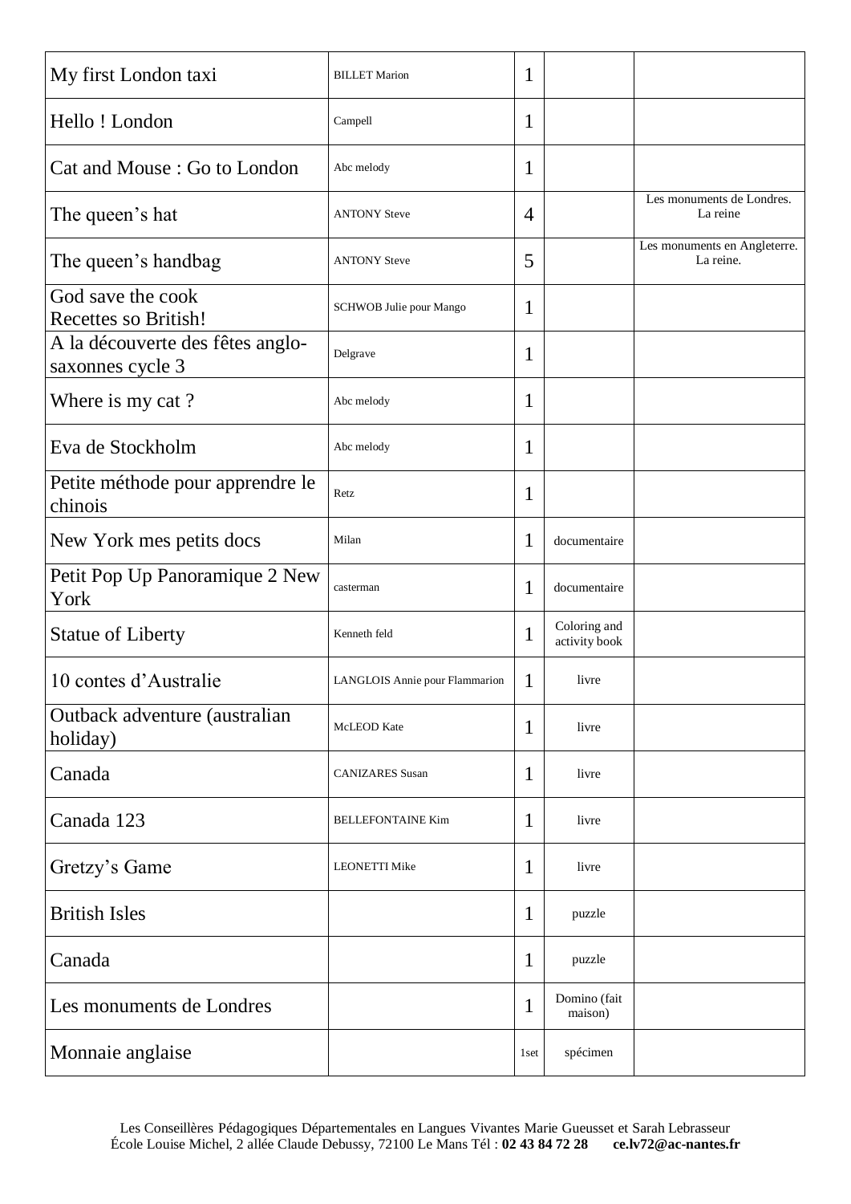| | | | | |
|---|---|---|---|---|
| My first London taxi | BILLET Marion | 1 | | |
| Hello ! London | Campell | 1 | | |
| Cat and Mouse : Go to London | Abc melody | 1 | | |
| The queen’s hat | ANTONY Steve | 4 | | Les monuments de Londres. La reine |
| The queen’s handbag | ANTONY Steve | 5 | | Les monuments en Angleterre. La reine. |
| God save the cook Recettes so British! | SCHWOB Julie pour Mango | 1 | | |
| A la découverte des fêtes anglo-saxonnes cycle 3 | Delgrave | 1 | | |
| Where is my cat ? | Abc melody | 1 | | |
| Eva de Stockholm | Abc melody | 1 | | |
| Petite méthode pour apprendre le chinois | Retz | 1 | | |
| New York mes petits docs | Milan | 1 | documentaire | |
| Petit Pop Up Panoramique 2 New York | casterman | 1 | documentaire | |
| Statue of Liberty | Kenneth feld | 1 | Coloring and activity book | |
| 10 contes d’Australie | LANGLOIS Annie pour Flammarion | 1 | livre | |
| Outback adventure (australian holiday) | McLEOD Kate | 1 | livre | |
| Canada | CANIZARES Susan | 1 | livre | |
| Canada 123 | BELLEFONTAINE Kim | 1 | livre | |
| Gretzy’s Game | LEONETTI Mike | 1 | livre | |
| British Isles | | 1 | puzzle | |
| Canada | | 1 | puzzle | |
| Les monuments de Londres | | 1 | Domino (fait maison) | |
| Monnaie anglaise | | 1set | spécimen | |

Les Conseillères Pédagogiques Départementales en Langues Vivantes Marie Gueusset et Sarah Lebrasseur
École Louise Michel, 2 allée Claude Debussy, 72100 Le Mans Tél : **02 43 84 72 28** **ce.lv72@ac-nantes.fr**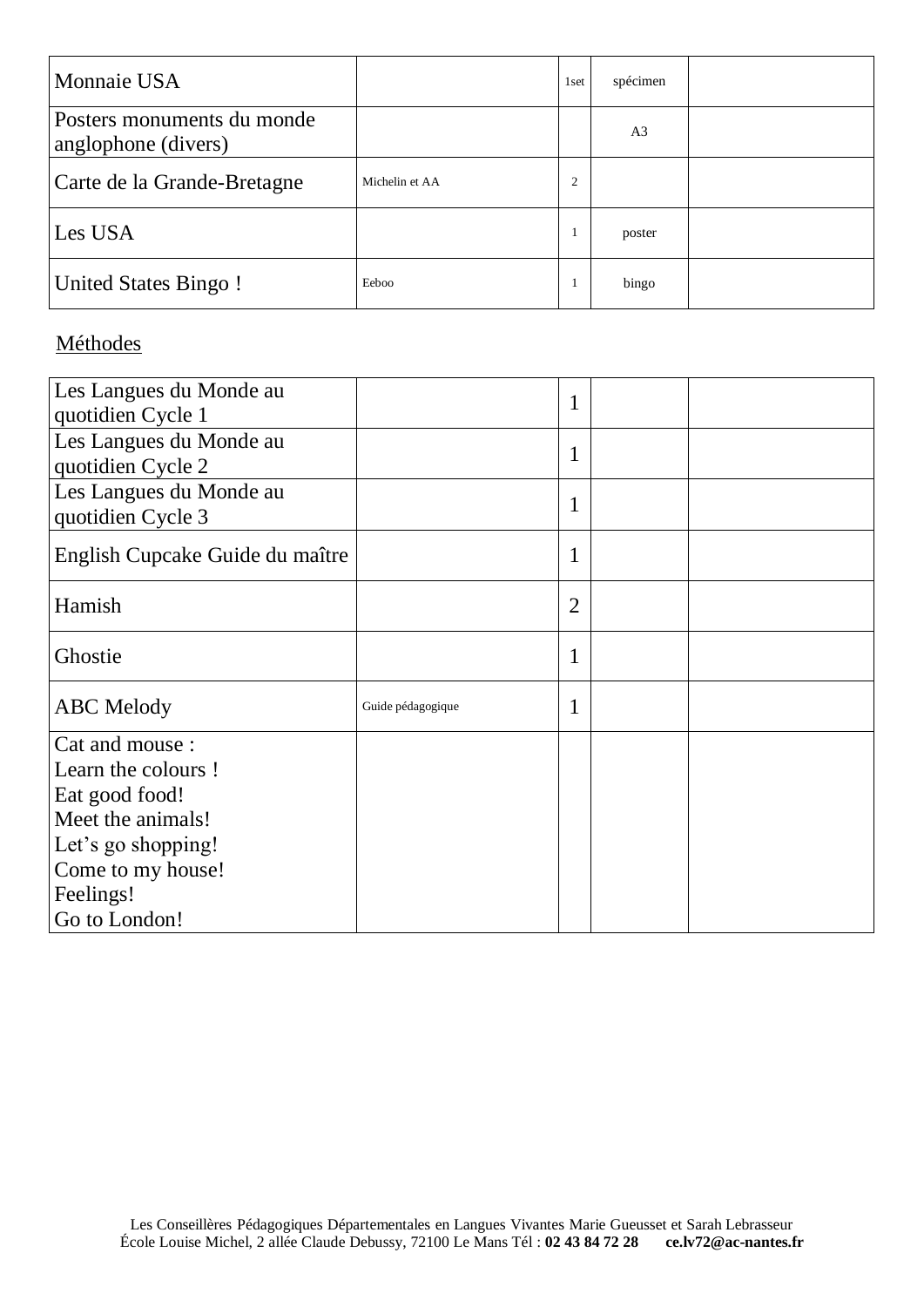| | | | | |
|---|---|---|---|---|
| Monnaie USA | | 1set | spécimen | |
| Posters monuments du monde anglophone (divers) | | | A3 | |
| Carte de la Grande-Bretagne | Michelin et AA | 2 | | |
| Les USA | | 1 | poster | |
| United States Bingo ! | Eeboo | 1 | bingo | |

Méthodes

| | | | | |
|---|---|---|---|---|
| Les Langues du Monde au quotidien Cycle 1 | | 1 | | |
| Les Langues du Monde au quotidien Cycle 2 | | 1 | | |
| Les Langues du Monde au quotidien Cycle 3 | | 1 | | |
| English Cupcake Guide du maître | | 1 | | |
| Hamish | | 2 | | |
| Ghostie | | 1 | | |
| ABC Melody | Guide pédagogique | 1 | | |
| Cat and mouse :<br>Learn the colours !<br>Eat good food!<br>Meet the animals!<br>Let's go shopping!<br>Come to my house!<br>Feelings!<br>Go to London! | | | | |

Les Conseillères Pédagogiques Départementales en Langues Vivantes Marie Gueusset et Sarah Lebrasseur
École Louise Michel, 2 allée Claude Debussy, 72100 Le Mans Tél : **02 43 84 72 28** **ce.lv72@ac-nantes.fr**